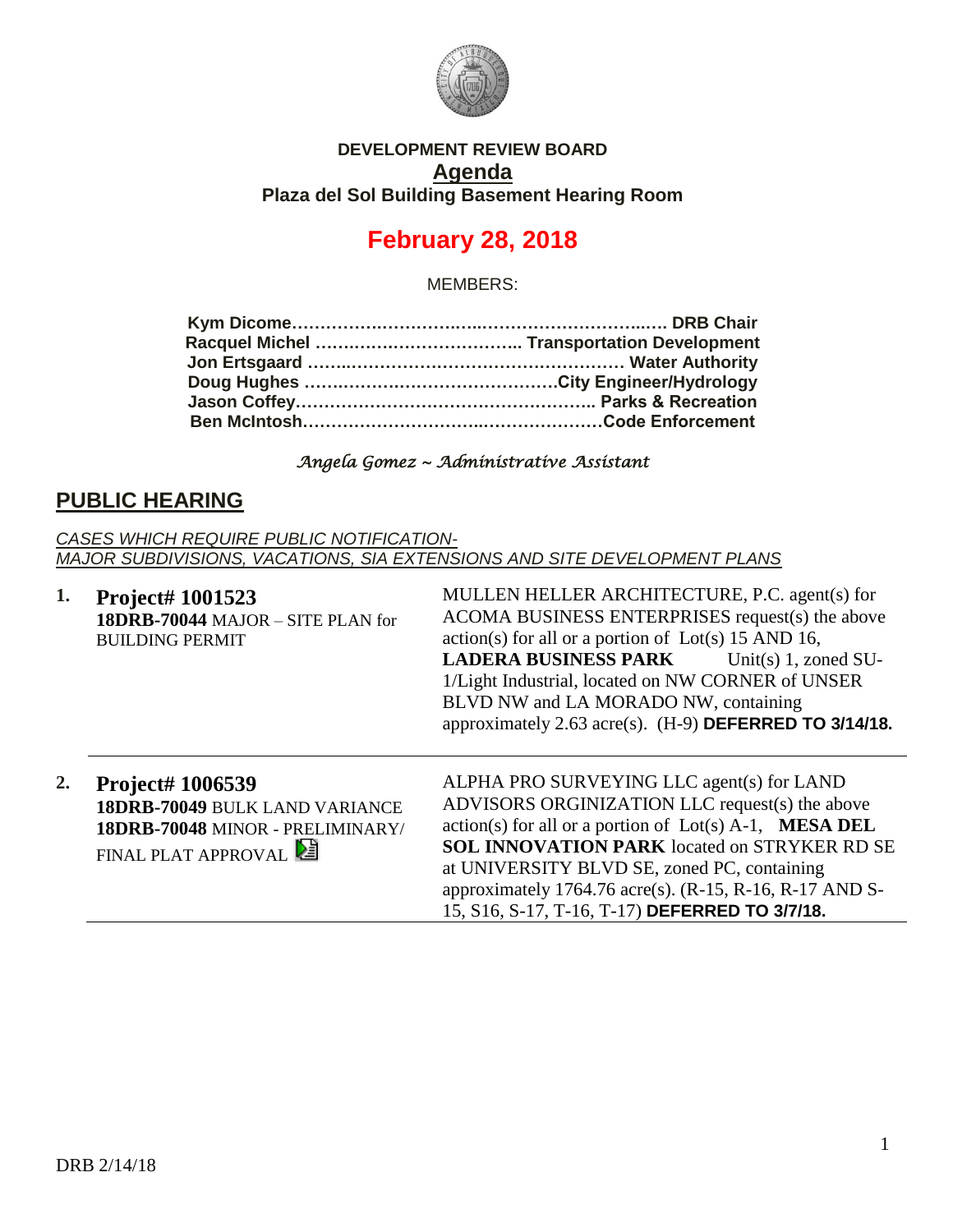**DEVELOPMENT REVIEW BOARD**

## Agenda

**Plaza del Sol Building Basement Hearing Room**

# February 28, 2018

MEMBERS:

**Kym Dicome……………………………………………………… DRB Chair**
**Racquel Michel ……………………………… Transportation Development**
**Jon Ertsgaard …………………………………………………… Water Authority**
**Doug Hughes ………………………………………City Engineer/Hydrology**
**Jason Coffey……………………………………………… Parks & Recreation**
**Ben McIntosh……………………………………………Code Enforcement**

*Angela Gomez ~ Administrative Assistant*

## PUBLIC HEARING

*CASES WHICH REQUIRE PUBLIC NOTIFICATION-*
*MAJOR SUBDIVISIONS, VACATIONS, SIA EXTENSIONS AND SITE DEVELOPMENT PLANS*

**1. Project# 1001523**
**18DRB-70044** MAJOR – SITE PLAN for BUILDING PERMIT

MULLEN HELLER ARCHITECTURE, P.C. agent(s) for ACOMA BUSINESS ENTERPRISES request(s) the above action(s) for all or a portion of Lot(s) 15 AND 16, **LADERA BUSINESS PARK** Unit(s) 1, zoned SU-1/Light Industrial, located on NW CORNER of UNSER BLVD NW and LA MORADO NW, containing approximately 2.63 acre(s). (H-9) **DEFERRED TO 3/14/18.**

**2. Project# 1006539**
**18DRB-70049** BULK LAND VARIANCE
**18DRB-70048** MINOR - PRELIMINARY/ FINAL PLAT APPROVAL

ALPHA PRO SURVEYING LLC agent(s) for LAND ADVISORS ORGINIZATION LLC request(s) the above action(s) for all or a portion of Lot(s) A-1, **MESA DEL SOL INNOVATION PARK** located on STRYKER RD SE at UNIVERSITY BLVD SE, zoned PC, containing approximately 1764.76 acre(s). (R-15, R-16, R-17 AND S-15, S16, S-17, T-16, T-17) **DEFERRED TO 3/7/18.**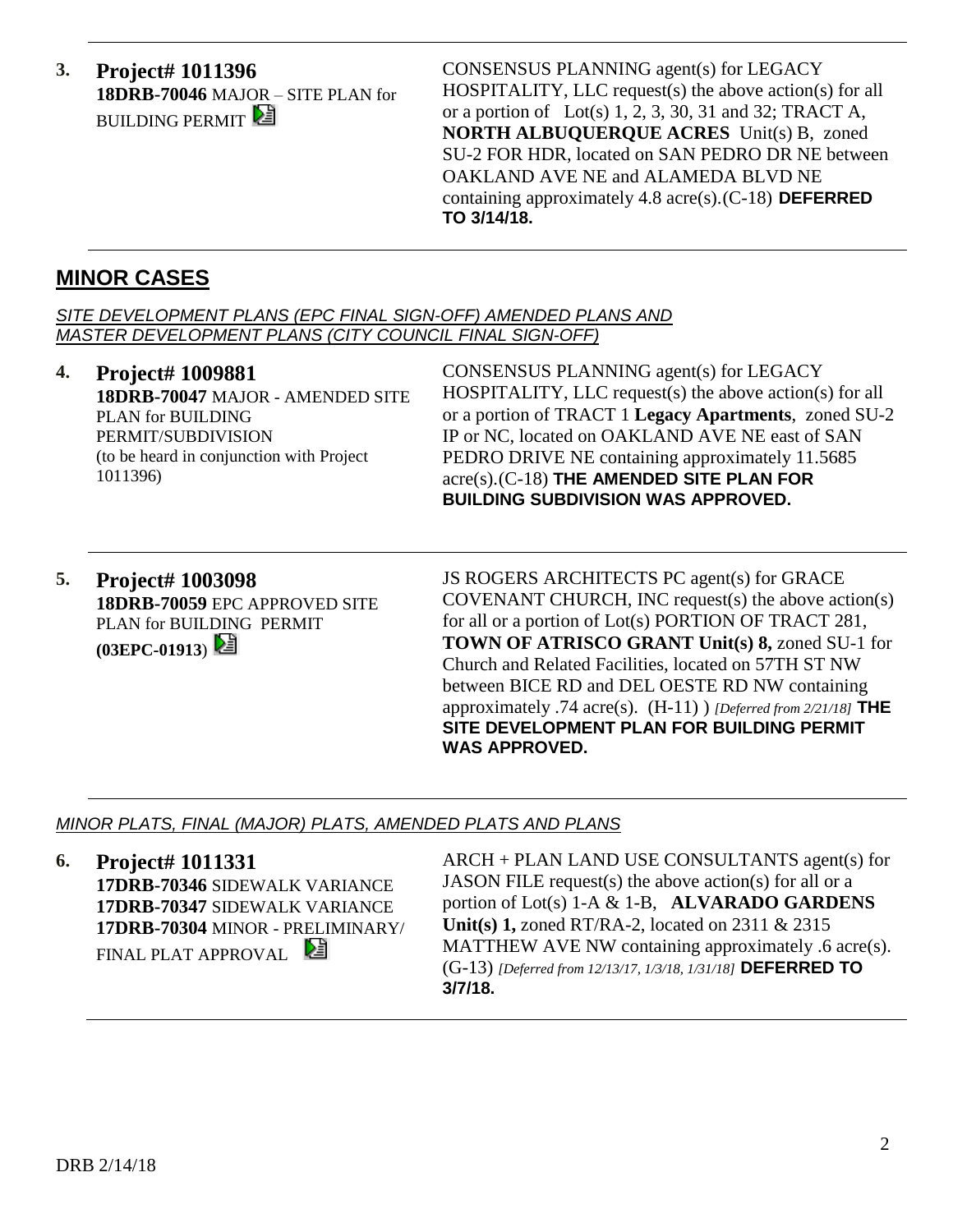**3.** **Project# 1011396**
**18DRB-70046** MAJOR – SITE PLAN for BUILDING PERMIT

CONSENSUS PLANNING agent(s) for LEGACY HOSPITALITY, LLC request(s) the above action(s) for all or a portion of Lot(s) 1, 2, 3, 30, 31 and 32; TRACT A, **NORTH ALBUQUERQUE ACRES** Unit(s) B, zoned SU-2 FOR HDR, located on SAN PEDRO DR NE between OAKLAND AVE NE and ALAMEDA BLVD NE containing approximately 4.8 acre(s).(C-18) **DEFERRED TO 3/14/18.**

---

## MINOR CASES

*SITE DEVELOPMENT PLANS (EPC FINAL SIGN-OFF) AMENDED PLANS AND MASTER DEVELOPMENT PLANS (CITY COUNCIL FINAL SIGN-OFF)*

**4.** **Project# 1009881**
**18DRB-70047** MAJOR - AMENDED SITE PLAN for BUILDING PERMIT/SUBDIVISION
(to be heard in conjunction with Project 1011396)

CONSENSUS PLANNING agent(s) for LEGACY HOSPITALITY, LLC request(s) the above action(s) for all or a portion of TRACT 1 **Legacy Apartments**, zoned SU-2 IP or NC, located on OAKLAND AVE NE east of SAN PEDRO DRIVE NE containing approximately 11.5685 acre(s).(C-18) **THE AMENDED SITE PLAN FOR BUILDING SUBDIVISION WAS APPROVED.**

---

**5.** **Project# 1003098**
**18DRB-70059** EPC APPROVED SITE PLAN for BUILDING PERMIT **(03EPC-01913)**

JS ROGERS ARCHITECTS PC agent(s) for GRACE COVENANT CHURCH, INC request(s) the above action(s) for all or a portion of Lot(s) PORTION OF TRACT 281, **TOWN OF ATRISCO GRANT Unit(s) 8,** zoned SU-1 for Church and Related Facilities, located on 57TH ST NW between BICE RD and DEL OESTE RD NW containing approximately .74 acre(s). (H-11) ) *[Deferred from 2/21/18]* **THE SITE DEVELOPMENT PLAN FOR BUILDING PERMIT WAS APPROVED.**

---

*MINOR PLATS, FINAL (MAJOR) PLATS, AMENDED PLATS AND PLANS*

**6.** **Project# 1011331**
**17DRB-70346** SIDEWALK VARIANCE
**17DRB-70347** SIDEWALK VARIANCE
**17DRB-70304** MINOR - PRELIMINARY/ FINAL PLAT APPROVAL

ARCH + PLAN LAND USE CONSULTANTS agent(s) for JASON FILE request(s) the above action(s) for all or a portion of Lot(s) 1-A & 1-B, **ALVARADO GARDENS Unit(s) 1,** zoned RT/RA-2, located on 2311 & 2315 MATTHEW AVE NW containing approximately .6 acre(s). (G-13) *[Deferred from 12/13/17, 1/3/18, 1/31/18]* **DEFERRED TO 3/7/18.**

---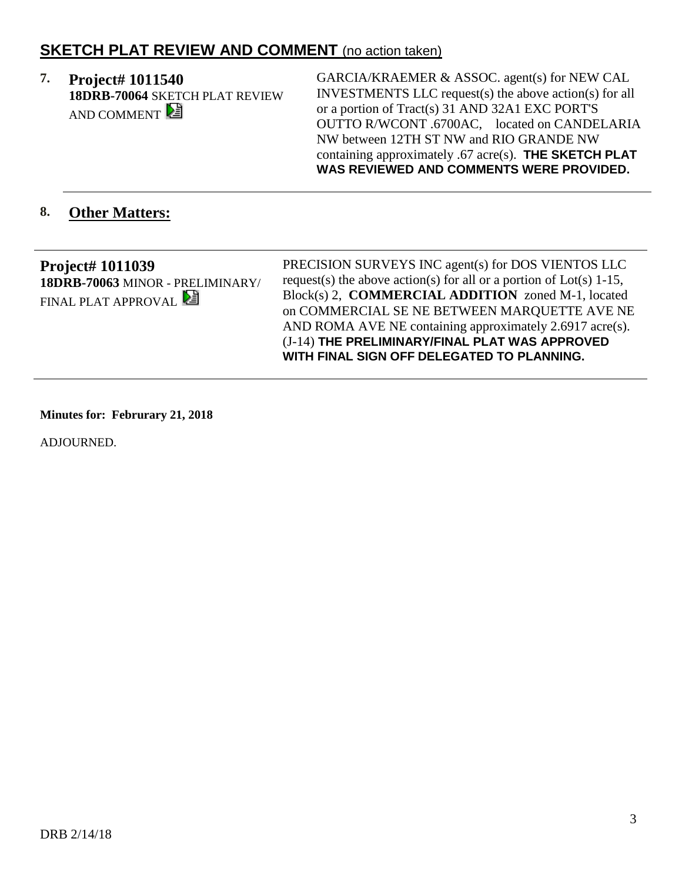## SKETCH PLAT REVIEW AND COMMENT (no action taken)

**7. Project# 1011540**
**18DRB-70064** SKETCH PLAT REVIEW AND COMMENT

GARCIA/KRAEMER & ASSOC. agent(s) for NEW CAL INVESTMENTS LLC request(s) the above action(s) for all or a portion of Tract(s) 31 AND 32A1 EXC PORT'S OUTTO R/WCONT .6700AC, located on CANDELARIA NW between 12TH ST NW and RIO GRANDE NW containing approximately .67 acre(s). **THE SKETCH PLAT WAS REVIEWED AND COMMENTS WERE PROVIDED.**

---

**8. Other Matters:**

---

**Project# 1011039**
**18DRB-70063** MINOR - PRELIMINARY/ FINAL PLAT APPROVAL

PRECISION SURVEYS INC agent(s) for DOS VIENTOS LLC request(s) the above action(s) for all or a portion of Lot(s) 1-15, Block(s) 2, **COMMERCIAL ADDITION** zoned M-1, located on COMMERCIAL SE NE BETWEEN MARQUETTE AVE NE AND ROMA AVE NE containing approximately 2.6917 acre(s). (J-14) **THE PRELIMINARY/FINAL PLAT WAS APPROVED WITH FINAL SIGN OFF DELEGATED TO PLANNING.**

---

**Minutes for: Februrary 21, 2018**

ADJOURNED.

DRB 2/14/18